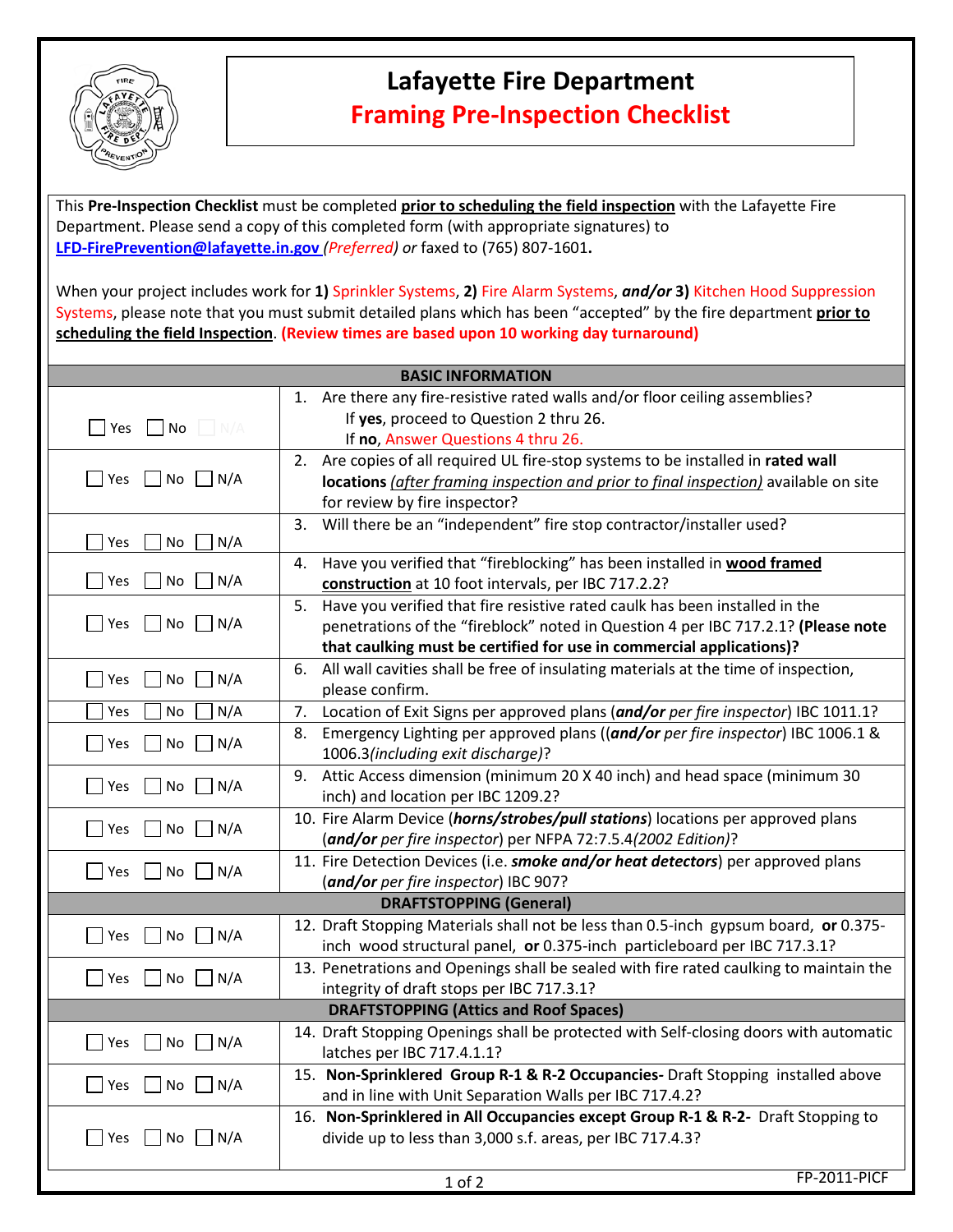# Lafayette Fire Department

## Framing Pre-Inspection Checklist

This **Pre-Inspection Checklist** must be completed **prior to scheduling the field inspection** with the Lafayette Fire Department. Please send a copy of this completed form (with appropriate signatures) to **LFD-FirePrevention@lafayette.in.gov** *(Preferred) or* faxed to (765) 807-1601**.**

When your project includes work for **1)** Sprinkler Systems, **2)** Fire Alarm Systems, ***and/or*** **3)** Kitchen Hood Suppression Systems, please note that you must submit detailed plans which has been "accepted" by the fire department **prior to scheduling the field Inspection**. **(Review times are based upon 10 working day turnaround)**

| | |
|---|---|
| **BASIC INFORMATION** | |
| ☐ Yes ☐ No ☐ N/A | 1. Are there any fire-resistive rated walls and/or floor ceiling assemblies? If **yes**, proceed to Question 2 thru 26. If **no**, Answer Questions 4 thru 26. |
| ☐ Yes ☐ No ☐ N/A | 2. Are copies of all required UL fire-stop systems to be installed in **rated wall locations** *(after framing inspection and prior to final inspection)* available on site for review by fire inspector? |
| ☐ Yes ☐ No ☐ N/A | 3. Will there be an "independent" fire stop contractor/installer used? |
| ☐ Yes ☐ No ☐ N/A | 4. Have you verified that "fireblocking" has been installed in **wood framed construction** at 10 foot intervals, per IBC 717.2.2? |
| ☐ Yes ☐ No ☐ N/A | 5. Have you verified that fire resistive rated caulk has been installed in the penetrations of the "fireblock" noted in Question 4 per IBC 717.2.1? **(Please note that caulking must be certified for use in commercial applications)?** |
| ☐ Yes ☐ No ☐ N/A | 6. All wall cavities shall be free of insulating materials at the time of inspection, please confirm. |
| ☐ Yes ☐ No ☐ N/A | 7. Location of Exit Signs per approved plans (***and/or*** *per fire inspector*) IBC 1011.1? |
| ☐ Yes ☐ No ☐ N/A | 8. Emergency Lighting per approved plans ((***and/or*** *per fire inspector*) IBC 1006.1 & 1006.3*(including exit discharge)*? |
| ☐ Yes ☐ No ☐ N/A | 9. Attic Access dimension (minimum 20 X 40 inch) and head space (minimum 30 inch) and location per IBC 1209.2? |
| ☐ Yes ☐ No ☐ N/A | 10. Fire Alarm Device (***horns/strobes/pull stations***) locations per approved plans (***and/or*** *per fire inspector*) per NFPA 72:7.5.4*(2002 Edition)*? |
| ☐ Yes ☐ No ☐ N/A | 11. Fire Detection Devices (i.e. ***smoke and/or heat detectors***) per approved plans (***and/or*** *per fire inspector*) IBC 907? |
| **DRAFTSTOPPING (General)** | |
| ☐ Yes ☐ No ☐ N/A | 12. Draft Stopping Materials shall not be less than 0.5-inch gypsum board, **or** 0.375-inch wood structural panel, **or** 0.375-inch particleboard per IBC 717.3.1? |
| ☐ Yes ☐ No ☐ N/A | 13. Penetrations and Openings shall be sealed with fire rated caulking to maintain the integrity of draft stops per IBC 717.3.1? |
| **DRAFTSTOPPING (Attics and Roof Spaces)** | |
| ☐ Yes ☐ No ☐ N/A | 14. Draft Stopping Openings shall be protected with Self-closing doors with automatic latches per IBC 717.4.1.1? |
| ☐ Yes ☐ No ☐ N/A | 15. **Non-Sprinklered Group R-1 & R-2 Occupancies-** Draft Stopping installed above and in line with Unit Separation Walls per IBC 717.4.2? |
| ☐ Yes ☐ No ☐ N/A | 16. **Non-Sprinklered in All Occupancies except Group R-1 & R-2-** Draft Stopping to divide up to less than 3,000 s.f. areas, per IBC 717.4.3? |

FP-2011-PICF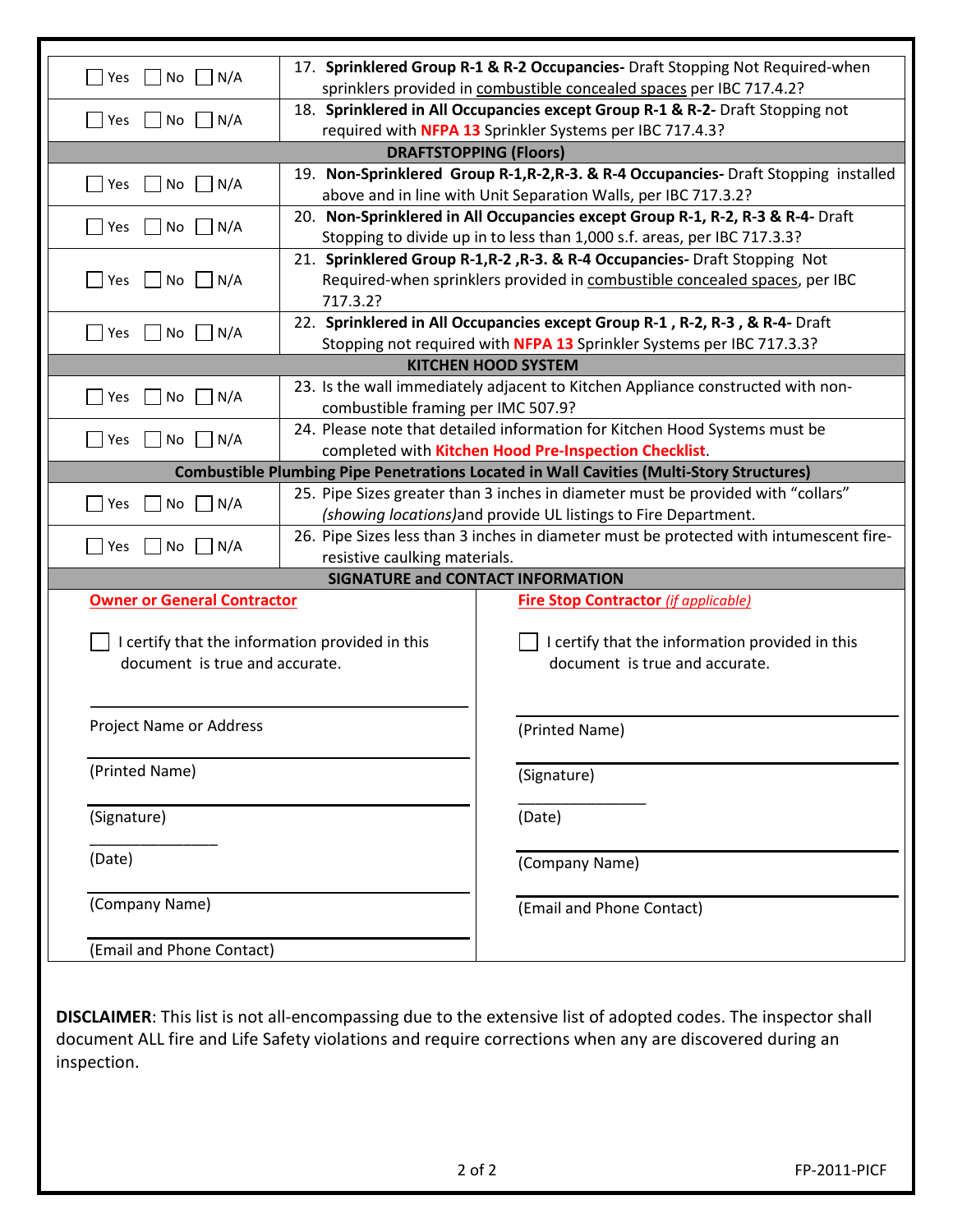| | |
|---|---|
| ☐ Yes ☐ No ☐ N/A | 17. **Sprinklered Group R-1 & R-2 Occupancies-** Draft Stopping Not Required-when sprinklers provided in combustible concealed spaces per IBC 717.4.2? |
| ☐ Yes ☐ No ☐ N/A | 18. **Sprinklered in All Occupancies except Group R-1 & R-2-** Draft Stopping not required with **NFPA 13** Sprinkler Systems per IBC 717.4.3? |
| **DRAFTSTOPPING (Floors)** | |
| ☐ Yes ☐ No ☐ N/A | 19. **Non-Sprinklered Group R-1,R-2,R-3. & R-4 Occupancies-** Draft Stopping installed above and in line with Unit Separation Walls, per IBC 717.3.2? |
| ☐ Yes ☐ No ☐ N/A | 20. **Non-Sprinklered in All Occupancies except Group R-1, R-2, R-3 & R-4-** Draft Stopping to divide up in to less than 1,000 s.f. areas, per IBC 717.3.3? |
| ☐ Yes ☐ No ☐ N/A | 21. **Sprinklered Group R-1,R-2 ,R-3. & R-4 Occupancies-** Draft Stopping Not Required-when sprinklers provided in combustible concealed spaces, per IBC 717.3.2? |
| ☐ Yes ☐ No ☐ N/A | 22. **Sprinklered in All Occupancies except Group R-1 , R-2, R-3 , & R-4-** Draft Stopping not required with **NFPA 13** Sprinkler Systems per IBC 717.3.3? |
| **KITCHEN HOOD SYSTEM** | |
| ☐ Yes ☐ No ☐ N/A | 23. Is the wall immediately adjacent to Kitchen Appliance constructed with non-combustible framing per IMC 507.9? |
| ☐ Yes ☐ No ☐ N/A | 24. Please note that detailed information for Kitchen Hood Systems must be completed with **Kitchen Hood Pre-Inspection Checklist**. |
| **Combustible Plumbing Pipe Penetrations Located in Wall Cavities (Multi-Story Structures)** | |
| ☐ Yes ☐ No ☐ N/A | 25. Pipe Sizes greater than 3 inches in diameter must be provided with "collars" *(showing locations)* and provide UL listings to Fire Department. |
| ☐ Yes ☐ No ☐ N/A | 26. Pipe Sizes less than 3 inches in diameter must be protected with intumescent fire-resistive caulking materials. |

## SIGNATURE and CONTACT INFORMATION

**Owner or General Contractor**

☐ I certify that the information provided in this document is true and accurate.

\_\_\_\_\_\_\_\_\_\_\_\_\_\_\_\_\_\_\_\_\_\_\_\_\_\_\_\_\_\_
Project Name or Address

\_\_\_\_\_\_\_\_\_\_\_\_\_\_\_\_\_\_\_\_\_\_\_\_\_\_\_\_\_\_
(Printed Name)

\_\_\_\_\_\_\_\_\_\_\_\_\_\_\_\_\_\_\_\_\_\_\_\_\_\_\_\_\_\_
(Signature)

\_\_\_\_\_\_\_\_\_\_\_\_\_\_\_
(Date)

\_\_\_\_\_\_\_\_\_\_\_\_\_\_\_\_\_\_\_\_\_\_\_\_\_\_\_\_\_\_
(Company Name)

\_\_\_\_\_\_\_\_\_\_\_\_\_\_\_\_\_\_\_\_\_\_\_\_\_\_\_\_\_\_
(Email and Phone Contact)

**Fire Stop Contractor** *(if applicable)*

☐ I certify that the information provided in this document is true and accurate.

\_\_\_\_\_\_\_\_\_\_\_\_\_\_\_\_\_\_\_\_\_\_\_\_\_\_\_\_\_\_
(Printed Name)

\_\_\_\_\_\_\_\_\_\_\_\_\_\_\_\_\_\_\_\_\_\_\_\_\_\_\_\_\_\_
(Signature)

\_\_\_\_\_\_\_\_\_\_\_\_\_\_\_
(Date)

\_\_\_\_\_\_\_\_\_\_\_\_\_\_\_\_\_\_\_\_\_\_\_\_\_\_\_\_\_\_
(Company Name)

\_\_\_\_\_\_\_\_\_\_\_\_\_\_\_\_\_\_\_\_\_\_\_\_\_\_\_\_\_\_
(Email and Phone Contact)

**DISCLAIMER**: This list is not all-encompassing due to the extensive list of adopted codes. The inspector shall document ALL fire and Life Safety violations and require corrections when any are discovered during an inspection.

FP-2011-PICF